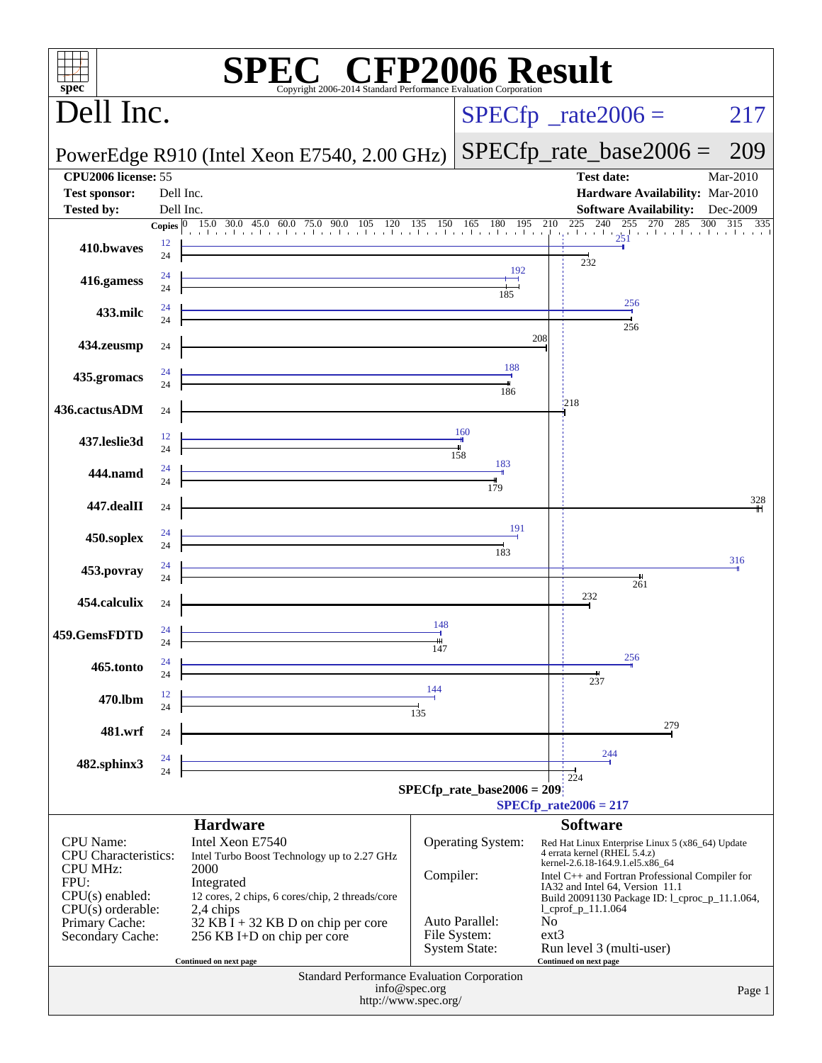# SPEC CFP2006 Result

Copyright 2006-2014 Standard Performance Evaluation Corporation

## Dell Inc.

PowerEdge R910 (Intel Xeon E7540, 2.00 GHz)

SPECfp_rate2006 = 217

SPECfp_rate_base2006 = 209

| | | | |
|---|---|---|---|
| **CPU2006 license:** 55 | | **Test date:** | Mar-2010 |
| **Test sponsor:** | Dell Inc. | **Hardware Availability:** | Mar-2010 |
| **Tested by:** | Dell Inc. | **Software Availability:** | Dec-2009 |

| Benchmark | Copies (peak) | Peak | Copies (base) | Base |
|---|---|---|---|---|
| 410.bwaves | 12 | 251 | 24 | 232 |
| 416.gamess | 24 | 192 | 24 | 185 |
| 433.milc | 24 | 256 | 24 | 256 |
| 434.zeusmp | | | 24 | 208 |
| 435.gromacs | 24 | 188 | 24 | 186 |
| 436.cactusADM | | | 24 | 218 |
| 437.leslie3d | 12 | 160 | 24 | 158 |
| 444.namd | 24 | 183 | 24 | 179 |
| 447.dealII | | | 24 | 328 |
| 450.soplex | 24 | 191 | 24 | 183 |
| 453.povray | 24 | 316 | 24 | 261 |
| 454.calculix | | | 24 | 232 |
| 459.GemsFDTD | 24 | 148 | 24 | 147 |
| 465.tonto | 24 | 256 | 24 | 237 |
| 470.lbm | 12 | 144 | 24 | 135 |
| 481.wrf | | | 24 | 279 |
| 482.sphinx3 | 24 | 244 | 24 | 224 |

SPECfp_rate_base2006 = 209

SPECfp_rate2006 = 217

### Hardware

| | |
|---|---|
| CPU Name: | Intel Xeon E7540 |
| CPU Characteristics: | Intel Turbo Boost Technology up to 2.27 GHz |
| CPU MHz: | 2000 |
| FPU: | Integrated |
| CPU(s) enabled: | 12 cores, 2 chips, 6 cores/chip, 2 threads/core |
| CPU(s) orderable: | 2,4 chips |
| Primary Cache: | 32 KB I + 32 KB D on chip per core |
| Secondary Cache: | 256 KB I+D on chip per core |

Continued on next page

### Software

| | |
|---|---|
| Operating System: | Red Hat Linux Enterprise Linux 5 (x86_64) Update 4 errata kernel (RHEL 5.4.z) kernel-2.6.18-164.9.1.el5.x86_64 |
| Compiler: | Intel C++ and Fortran Professional Compiler for IA32 and Intel 64, Version 11.1 Build 20091130 Package ID: l_cproc_p_11.1.064, l_cprof_p_11.1.064 |
| Auto Parallel: | No |
| File System: | ext3 |
| System State: | Run level 3 (multi-user) |

Continued on next page

Standard Performance Evaluation Corporation
info@spec.org
http://www.spec.org/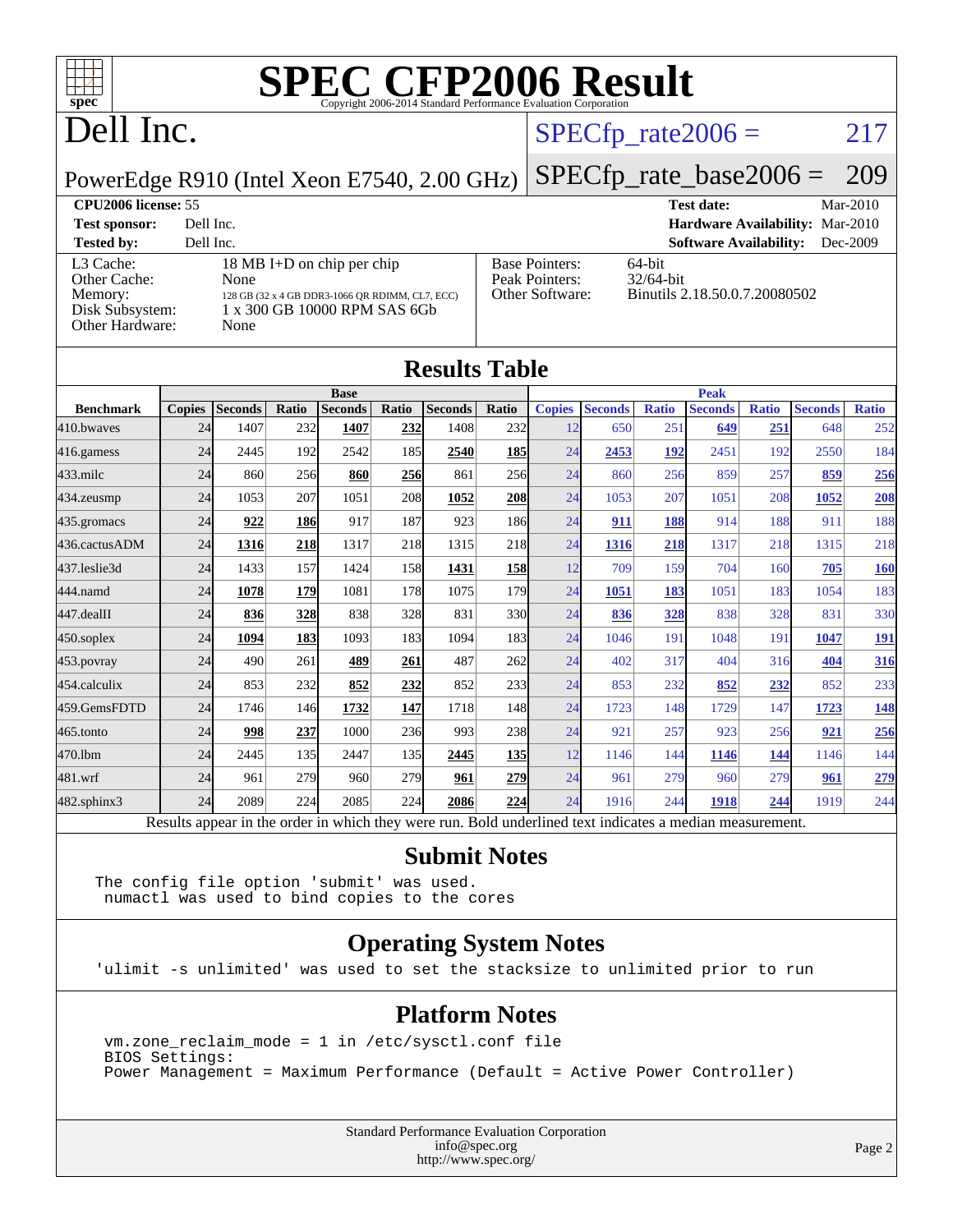# SPEC CFP2006 Result

Copyright 2006-2014 Standard Performance Evaluation Corporation

# Dell Inc.

PowerEdge R910 (Intel Xeon E7540, 2.00 GHz)

SPECfp_rate2006 = 217

SPECfp_rate_base2006 = 209

**CPU2006 license:** 55
**Test sponsor:** Dell Inc.
**Tested by:** Dell Inc.

**Test date:** Mar-2010
**Hardware Availability:** Mar-2010
**Software Availability:** Dec-2009

| | |
|---|---|
| L3 Cache: | 18 MB I+D on chip per chip |
| Other Cache: | None |
| Memory: | 128 GB (32 x 4 GB DDR3-1066 QR RDIMM, CL7, ECC) |
| Disk Subsystem: | 1 x 300 GB 10000 RPM SAS 6Gb |
| Other Hardware: | None |

| | |
|---|---|
| Base Pointers: | 64-bit |
| Peak Pointers: | 32/64-bit |
| Other Software: | Binutils 2.18.50.0.7.20080502 |

## Results Table

| | Base | | | | | | | Peak | | | | | | |
|---|---|---|---|---|---|---|---|---|---|---|---|---|---|---|
| **Benchmark** | **Copies** | **Seconds** | **Ratio** | **Seconds** | **Ratio** | **Seconds** | **Ratio** | **Copies** | **Seconds** | **Ratio** | **Seconds** | **Ratio** | **Seconds** | **Ratio** |
| 410.bwaves | 24 | 1407 | 232 | **1407** | **232** | 1408 | 232 | 12 | 650 | 251 | **649** | **251** | 648 | 252 |
| 416.gamess | 24 | 2445 | 192 | 2542 | 185 | **2540** | **185** | 24 | **2453** | **192** | 2451 | 192 | 2550 | 184 |
| 433.milc | 24 | 860 | 256 | **860** | **256** | 861 | 256 | 24 | 860 | 256 | 859 | 257 | **859** | **256** |
| 434.zeusmp | 24 | 1053 | 207 | 1051 | 208 | **1052** | **208** | 24 | 1053 | 207 | 1051 | 208 | **1052** | **208** |
| 435.gromacs | 24 | **922** | **186** | 917 | 187 | 923 | 186 | 24 | **911** | **188** | 914 | 188 | 911 | 188 |
| 436.cactusADM | 24 | **1316** | **218** | 1317 | 218 | 1315 | 218 | 24 | **1316** | **218** | 1317 | 218 | 1315 | 218 |
| 437.leslie3d | 24 | 1433 | 157 | 1424 | 158 | **1431** | **158** | 12 | 709 | 159 | 704 | 160 | **705** | **160** |
| 444.namd | 24 | **1078** | **179** | 1081 | 178 | 1075 | 179 | 24 | **1051** | **183** | 1051 | 183 | 1054 | 183 |
| 447.dealII | 24 | **836** | **328** | 838 | 328 | 831 | 330 | 24 | **836** | **328** | 838 | 328 | 831 | 330 |
| 450.soplex | 24 | **1094** | **183** | 1093 | 183 | 1094 | 183 | 24 | 1046 | 191 | 1048 | 191 | **1047** | **191** |
| 453.povray | 24 | 490 | 261 | **489** | **261** | 487 | 262 | 24 | 402 | 317 | 404 | 316 | **404** | **316** |
| 454.calculix | 24 | 853 | 232 | **852** | **232** | 852 | 233 | 24 | 853 | 232 | **852** | **232** | 852 | 233 |
| 459.GemsFDTD | 24 | 1746 | 146 | **1732** | **147** | 1718 | 148 | 24 | 1723 | 148 | 1729 | 147 | **1723** | **148** |
| 465.tonto | 24 | **998** | **237** | 1000 | 236 | 993 | 238 | 24 | 921 | 257 | 923 | 256 | **921** | **256** |
| 470.lbm | 24 | 2445 | 135 | 2447 | 135 | **2445** | **135** | 12 | 1146 | 144 | **1146** | **144** | 1146 | 144 |
| 481.wrf | 24 | 961 | 279 | 960 | 279 | **961** | **279** | 24 | 961 | 279 | 960 | 279 | **961** | **279** |
| 482.sphinx3 | 24 | 2089 | 224 | 2085 | 224 | **2086** | **224** | 24 | 1916 | 244 | **1918** | **244** | 1919 | 244 |

Results appear in the order in which they were run. Bold underlined text indicates a median measurement.

## Submit Notes

```
The config file option 'submit' was used.
 numactl was used to bind copies to the cores
```

## Operating System Notes

```
'ulimit -s unlimited' was used to set the stacksize to unlimited prior to run
```

## Platform Notes

```
vm.zone_reclaim_mode = 1 in /etc/sysctl.conf file
BIOS Settings:
Power Management = Maximum Performance (Default = Active Power Controller)
```

Standard Performance Evaluation Corporation
info@spec.org
http://www.spec.org/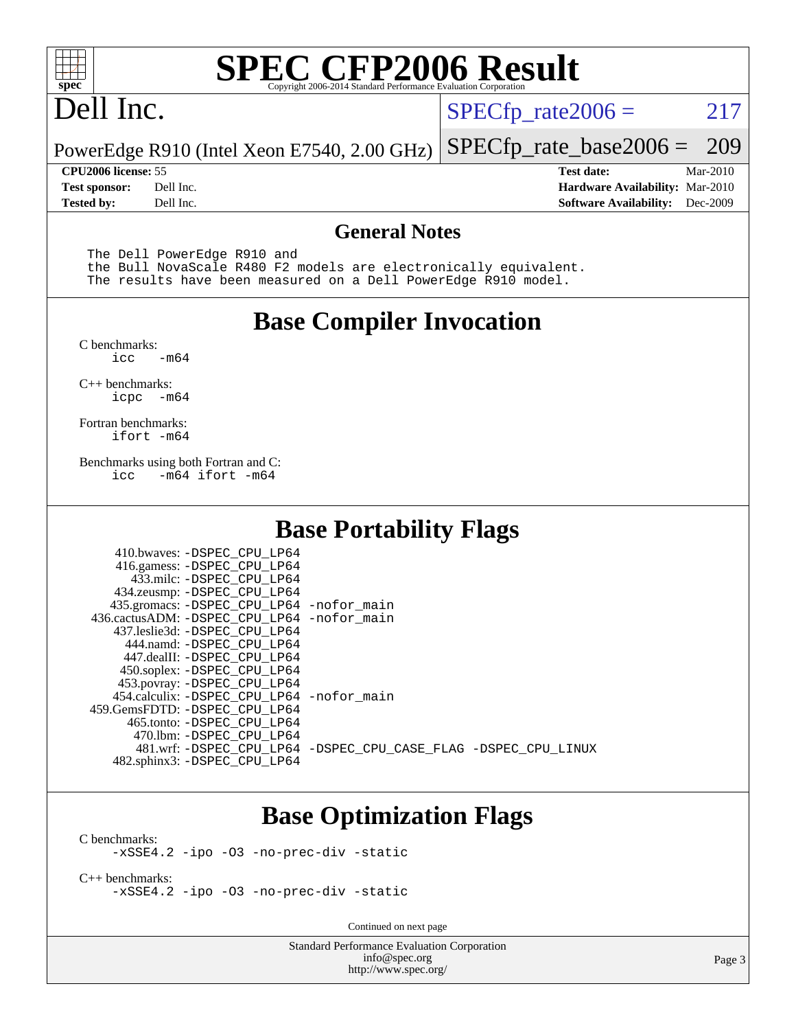# SPEC CFP2006 Result

Copyright 2006-2014 Standard Performance Evaluation Corporation

## Dell Inc.

PowerEdge R910 (Intel Xeon E7540, 2.00 GHz)

SPECfp_rate2006 = 217

SPECfp_rate_base2006 = 209

**CPU2006 license:** 55
**Test sponsor:** Dell Inc.
**Tested by:** Dell Inc.

**Test date:** Mar-2010
**Hardware Availability:** Mar-2010
**Software Availability:** Dec-2009

## General Notes

```
The Dell PowerEdge R910 and
the Bull NovaScale R480 F2 models are electronically equivalent.
The results have been measured on a Dell PowerEdge R910 model.
```

## Base Compiler Invocation

C benchmarks:
```
icc   -m64
```

C++ benchmarks:
```
icpc  -m64
```

Fortran benchmarks:
```
ifort -m64
```

Benchmarks using both Fortran and C:
```
icc   -m64 ifort -m64
```

## Base Portability Flags

```
     410.bwaves: -DSPEC_CPU_LP64
     416.gamess: -DSPEC_CPU_LP64
       433.milc: -DSPEC_CPU_LP64
     434.zeusmp: -DSPEC_CPU_LP64
    435.gromacs: -DSPEC_CPU_LP64 -nofor_main
 436.cactusADM: -DSPEC_CPU_LP64 -nofor_main
    437.leslie3d: -DSPEC_CPU_LP64
       444.namd: -DSPEC_CPU_LP64
     447.dealII: -DSPEC_CPU_LP64
     450.soplex: -DSPEC_CPU_LP64
     453.povray: -DSPEC_CPU_LP64
   454.calculix: -DSPEC_CPU_LP64 -nofor_main
 459.GemsFDTD: -DSPEC_CPU_LP64
      465.tonto: -DSPEC_CPU_LP64
        470.lbm: -DSPEC_CPU_LP64
        481.wrf: -DSPEC_CPU_LP64 -DSPEC_CPU_CASE_FLAG -DSPEC_CPU_LINUX
    482.sphinx3: -DSPEC_CPU_LP64
```

## Base Optimization Flags

C benchmarks:
```
-xSSE4.2 -ipo -O3 -no-prec-div -static
```

C++ benchmarks:
```
-xSSE4.2 -ipo -O3 -no-prec-div -static
```

Continued on next page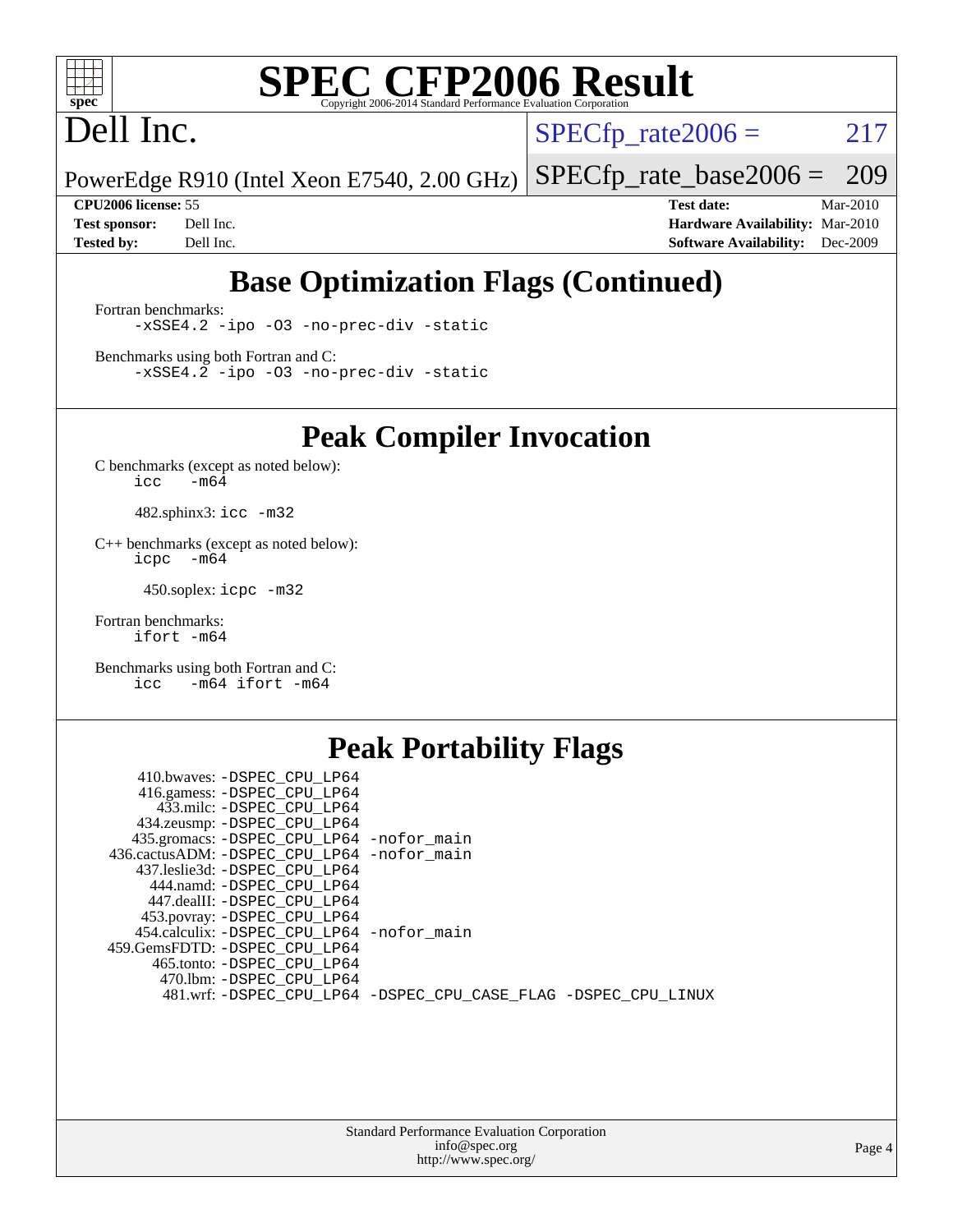# SPEC CFP2006 Result

Copyright 2006-2014 Standard Performance Evaluation Corporation

Dell Inc.

PowerEdge R910 (Intel Xeon E7540, 2.00 GHz)

SPECfp_rate2006 = 217

SPECfp_rate_base2006 = 209

**CPU2006 license:** 55
**Test sponsor:** Dell Inc.
**Tested by:** Dell Inc.

**Test date:** Mar-2010
**Hardware Availability:** Mar-2010
**Software Availability:** Dec-2009

## Base Optimization Flags (Continued)

Fortran benchmarks:

```
-xSSE4.2 -ipo -O3 -no-prec-div -static
```

Benchmarks using both Fortran and C:

```
-xSSE4.2 -ipo -O3 -no-prec-div -static
```

## Peak Compiler Invocation

C benchmarks (except as noted below):

```
icc   -m64
```

482.sphinx3: `icc -m32`

C++ benchmarks (except as noted below):

```
icpc  -m64
```

450.soplex: `icpc -m32`

Fortran benchmarks:

```
ifort -m64
```

Benchmarks using both Fortran and C:

```
icc   -m64 ifort -m64
```

## Peak Portability Flags

410.bwaves: `-DSPEC_CPU_LP64`
416.gamess: `-DSPEC_CPU_LP64`
433.milc: `-DSPEC_CPU_LP64`
434.zeusmp: `-DSPEC_CPU_LP64`
435.gromacs: `-DSPEC_CPU_LP64 -nofor_main`
436.cactusADM: `-DSPEC_CPU_LP64 -nofor_main`
437.leslie3d: `-DSPEC_CPU_LP64`
444.namd: `-DSPEC_CPU_LP64`
447.dealII: `-DSPEC_CPU_LP64`
453.povray: `-DSPEC_CPU_LP64`
454.calculix: `-DSPEC_CPU_LP64 -nofor_main`
459.GemsFDTD: `-DSPEC_CPU_LP64`
465.tonto: `-DSPEC_CPU_LP64`
470.lbm: `-DSPEC_CPU_LP64`
481.wrf: `-DSPEC_CPU_LP64 -DSPEC_CPU_CASE_FLAG -DSPEC_CPU_LINUX`

Standard Performance Evaluation Corporation
info@spec.org
http://www.spec.org/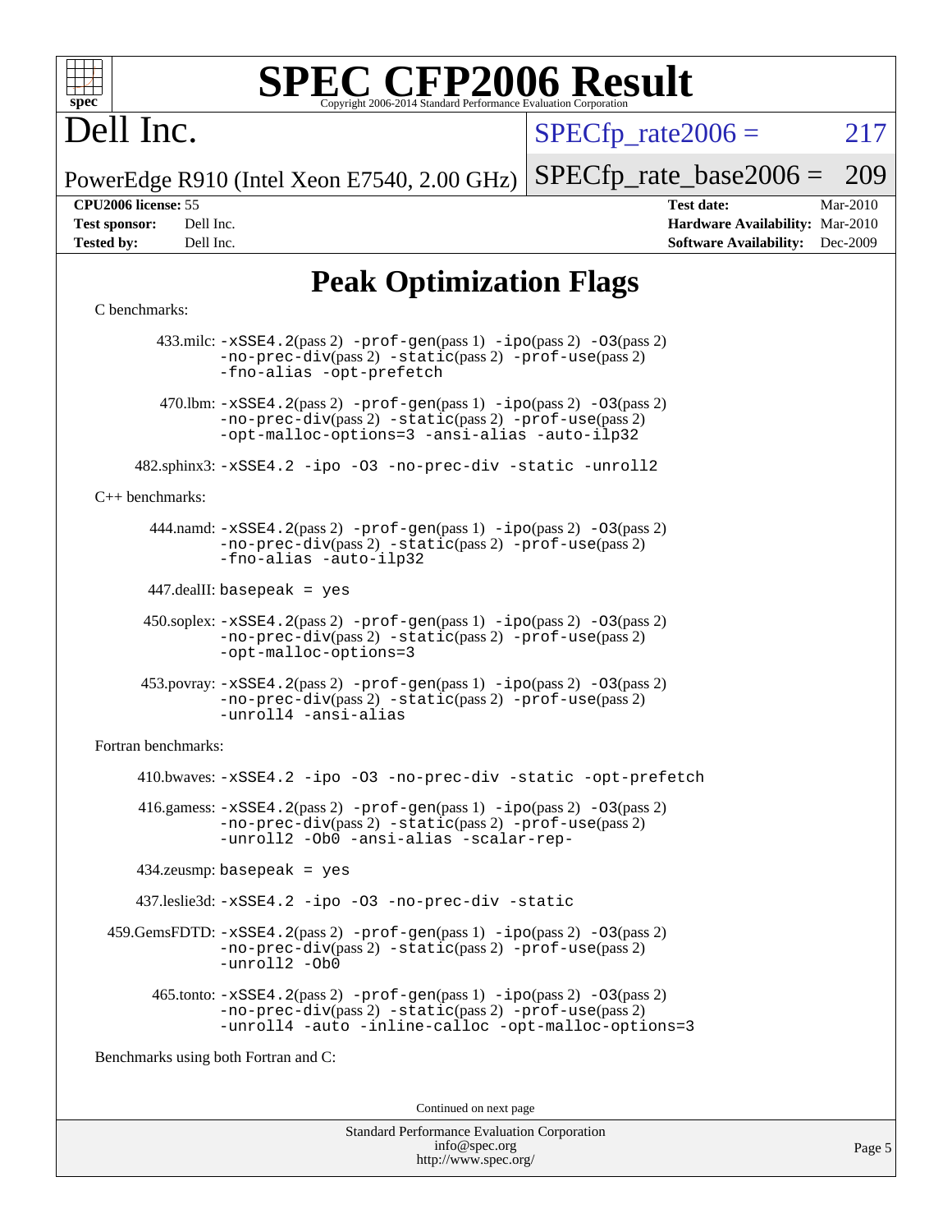# SPEC CFP2006 Result

Copyright 2006-2014 Standard Performance Evaluation Corporation

**Dell Inc.**

PowerEdge R910 (Intel Xeon E7540, 2.00 GHz)

SPECfp_rate2006 = 217

SPECfp_rate_base2006 = 209

| | | | |
|---|---|---|---|
| **CPU2006 license:** 55 | | **Test date:** | Mar-2010 |
| **Test sponsor:** | Dell Inc. | **Hardware Availability:** | Mar-2010 |
| **Tested by:** | Dell Inc. | **Software Availability:** | Dec-2009 |

## Peak Optimization Flags

C benchmarks:

433.milc: -xSSE4.2(pass 2) -prof-gen(pass 1) -ipo(pass 2) -O3(pass 2) -no-prec-div(pass 2) -static(pass 2) -prof-use(pass 2) -fno-alias -opt-prefetch

470.lbm: -xSSE4.2(pass 2) -prof-gen(pass 1) -ipo(pass 2) -O3(pass 2) -no-prec-div(pass 2) -static(pass 2) -prof-use(pass 2) -opt-malloc-options=3 -ansi-alias -auto-ilp32

482.sphinx3: -xSSE4.2 -ipo -O3 -no-prec-div -static -unroll2

C++ benchmarks:

444.namd: -xSSE4.2(pass 2) -prof-gen(pass 1) -ipo(pass 2) -O3(pass 2) -no-prec-div(pass 2) -static(pass 2) -prof-use(pass 2) -fno-alias -auto-ilp32

447.dealII: basepeak = yes

450.soplex: -xSSE4.2(pass 2) -prof-gen(pass 1) -ipo(pass 2) -O3(pass 2) -no-prec-div(pass 2) -static(pass 2) -prof-use(pass 2) -opt-malloc-options=3

453.povray: -xSSE4.2(pass 2) -prof-gen(pass 1) -ipo(pass 2) -O3(pass 2) -no-prec-div(pass 2) -static(pass 2) -prof-use(pass 2) -unroll4 -ansi-alias

Fortran benchmarks:

410.bwaves: -xSSE4.2 -ipo -O3 -no-prec-div -static -opt-prefetch

416.gamess: -xSSE4.2(pass 2) -prof-gen(pass 1) -ipo(pass 2) -O3(pass 2) -no-prec-div(pass 2) -static(pass 2) -prof-use(pass 2) -unroll2 -Ob0 -ansi-alias -scalar-rep-

434.zeusmp: basepeak = yes

437.leslie3d: -xSSE4.2 -ipo -O3 -no-prec-div -static

459.GemsFDTD: -xSSE4.2(pass 2) -prof-gen(pass 1) -ipo(pass 2) -O3(pass 2) -no-prec-div(pass 2) -static(pass 2) -prof-use(pass 2) -unroll2 -Ob0

465.tonto: -xSSE4.2(pass 2) -prof-gen(pass 1) -ipo(pass 2) -O3(pass 2) -no-prec-div(pass 2) -static(pass 2) -prof-use(pass 2) -unroll4 -auto -inline-calloc -opt-malloc-options=3

Benchmarks using both Fortran and C:

Continued on next page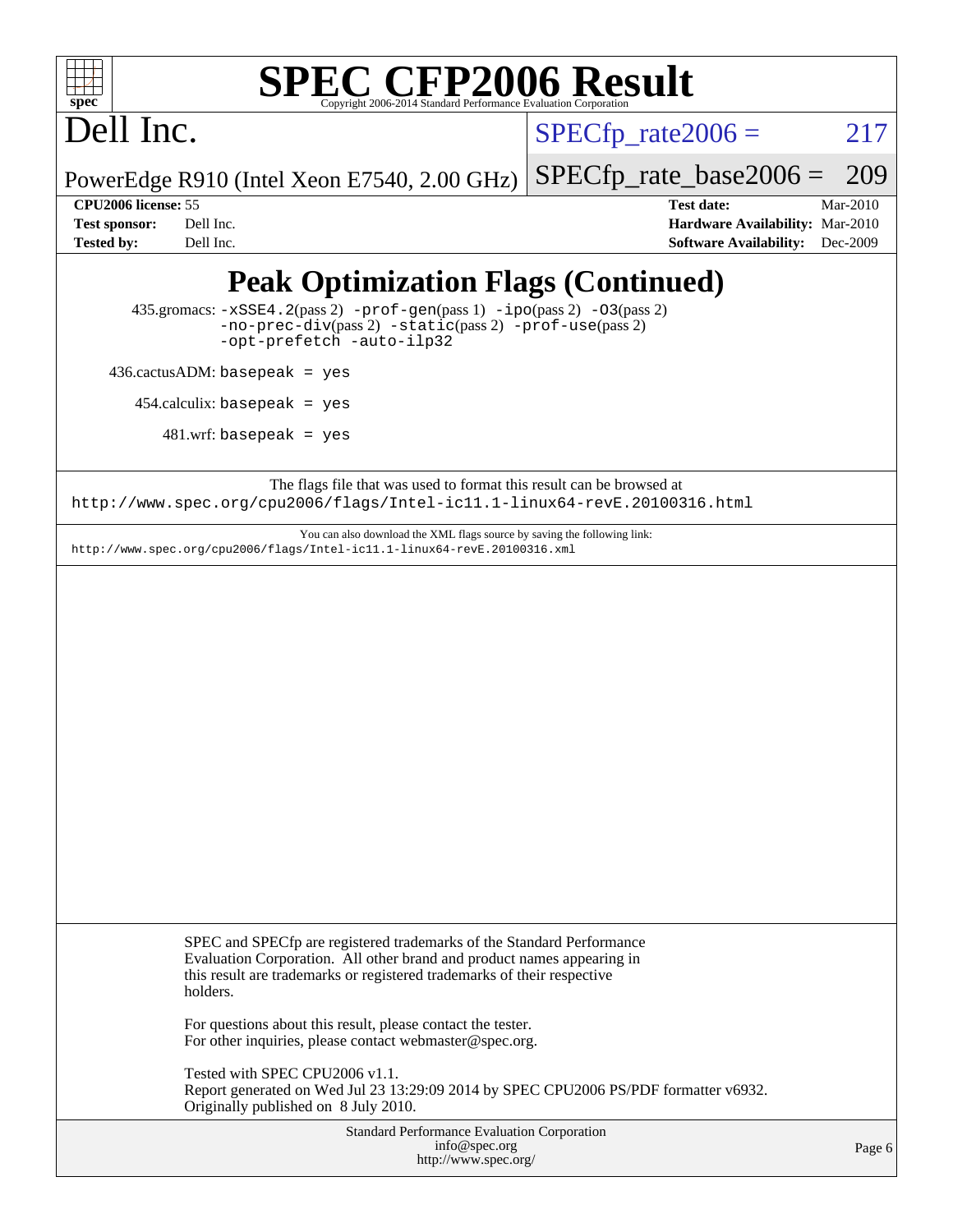# Dell Inc.

PowerEdge R910 (Intel Xeon E7540, 2.00 GHz)

SPECfp_rate2006 = 217

SPECfp_rate_base2006 = 209

**CPU2006 license:** 55
**Test sponsor:** Dell Inc.
**Tested by:** Dell Inc.

**Test date:** Mar-2010
**Hardware Availability:** Mar-2010
**Software Availability:** Dec-2009

## Peak Optimization Flags (Continued)

435.gromacs: `-xSSE4.2`(pass 2) `-prof-gen`(pass 1) `-ipo`(pass 2) `-O3`(pass 2) `-no-prec-div`(pass 2) `-static`(pass 2) `-prof-use`(pass 2) `-opt-prefetch -auto-ilp32`

436.cactusADM: `basepeak = yes`

454.calculix: `basepeak = yes`

481.wrf: `basepeak = yes`

The flags file that was used to format this result can be browsed at
`http://www.spec.org/cpu2006/flags/Intel-ic11.1-linux64-revE.20100316.html`

You can also download the XML flags source by saving the following link:
`http://www.spec.org/cpu2006/flags/Intel-ic11.1-linux64-revE.20100316.xml`

SPEC and SPECfp are registered trademarks of the Standard Performance Evaluation Corporation. All other brand and product names appearing in this result are trademarks or registered trademarks of their respective holders.

For questions about this result, please contact the tester.
For other inquiries, please contact webmaster@spec.org.

Tested with SPEC CPU2006 v1.1.
Report generated on Wed Jul 23 13:29:09 2014 by SPEC CPU2006 PS/PDF formatter v6932.
Originally published on 8 July 2010.